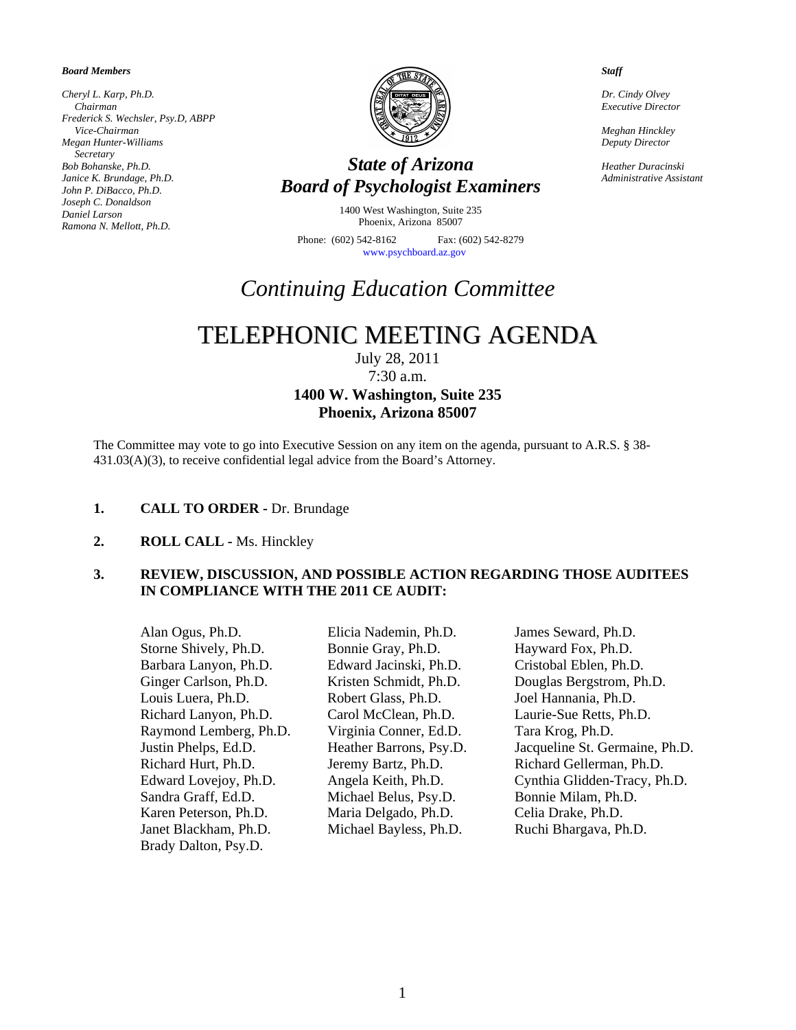***Board Members***

*Cheryl L. Karp, Ph.D.*
*Chairman*
*Frederick S. Wechsler, Psy.D, ABPP*
*Vice-Chairman*
*Megan Hunter-Williams*
*Secretary*
*Bob Bohanske, Ph.D.*
*Janice K. Brundage, Ph.D.*
*John P. DiBacco, Ph.D.*
*Joseph C. Donaldson*
*Daniel Larson*
*Ramona N. Mellott, Ph.D.*

***Staff***

*Dr. Cindy Olvey*
*Executive Director*

*Meghan Hinckley*
*Deputy Director*

*Heather Duracinski*
*Administrative Assistant*

***State of Arizona***
***Board of Psychologist Examiners***

1400 West Washington, Suite 235
Phoenix, Arizona 85007

Phone: (602) 542-8162 Fax: (602) 542-8279
www.psychboard.az.gov

# *Continuing Education Committee*

# TELEPHONIC MEETING AGENDA

July 28, 2011
7:30 a.m.
**1400 W. Washington, Suite 235**
**Phoenix, Arizona 85007**

The Committee may vote to go into Executive Session on any item on the agenda, pursuant to A.R.S. § 38-431.03(A)(3), to receive confidential legal advice from the Board's Attorney.

1. **CALL TO ORDER -** Dr. Brundage

2. **ROLL CALL -** Ms. Hinckley

3. **REVIEW, DISCUSSION, AND POSSIBLE ACTION REGARDING THOSE AUDITEES IN COMPLIANCE WITH THE 2011 CE AUDIT:**

Alan Ogus, Ph.D.
Storne Shively, Ph.D.
Barbara Lanyon, Ph.D.
Ginger Carlson, Ph.D.
Louis Luera, Ph.D.
Richard Lanyon, Ph.D.
Raymond Lemberg, Ph.D.
Justin Phelps, Ed.D.
Richard Hurt, Ph.D.
Edward Lovejoy, Ph.D.
Sandra Graff, Ed.D.
Karen Peterson, Ph.D.
Janet Blackham, Ph.D.
Brady Dalton, Psy.D.
Elicia Nademin, Ph.D.
Bonnie Gray, Ph.D.
Edward Jacinski, Ph.D.
Kristen Schmidt, Ph.D.
Robert Glass, Ph.D.
Carol McClean, Ph.D.
Virginia Conner, Ed.D.
Heather Barrons, Psy.D.
Jeremy Bartz, Ph.D.
Angela Keith, Ph.D.
Michael Belus, Psy.D.
Maria Delgado, Ph.D.
Michael Bayless, Ph.D.
James Seward, Ph.D.
Hayward Fox, Ph.D.
Cristobal Eblen, Ph.D.
Douglas Bergstrom, Ph.D.
Joel Hannania, Ph.D.
Laurie-Sue Retts, Ph.D.
Tara Krog, Ph.D.
Jacqueline St. Germaine, Ph.D.
Richard Gellerman, Ph.D.
Cynthia Glidden-Tracy, Ph.D.
Bonnie Milam, Ph.D.
Celia Drake, Ph.D.
Ruchi Bhargava, Ph.D.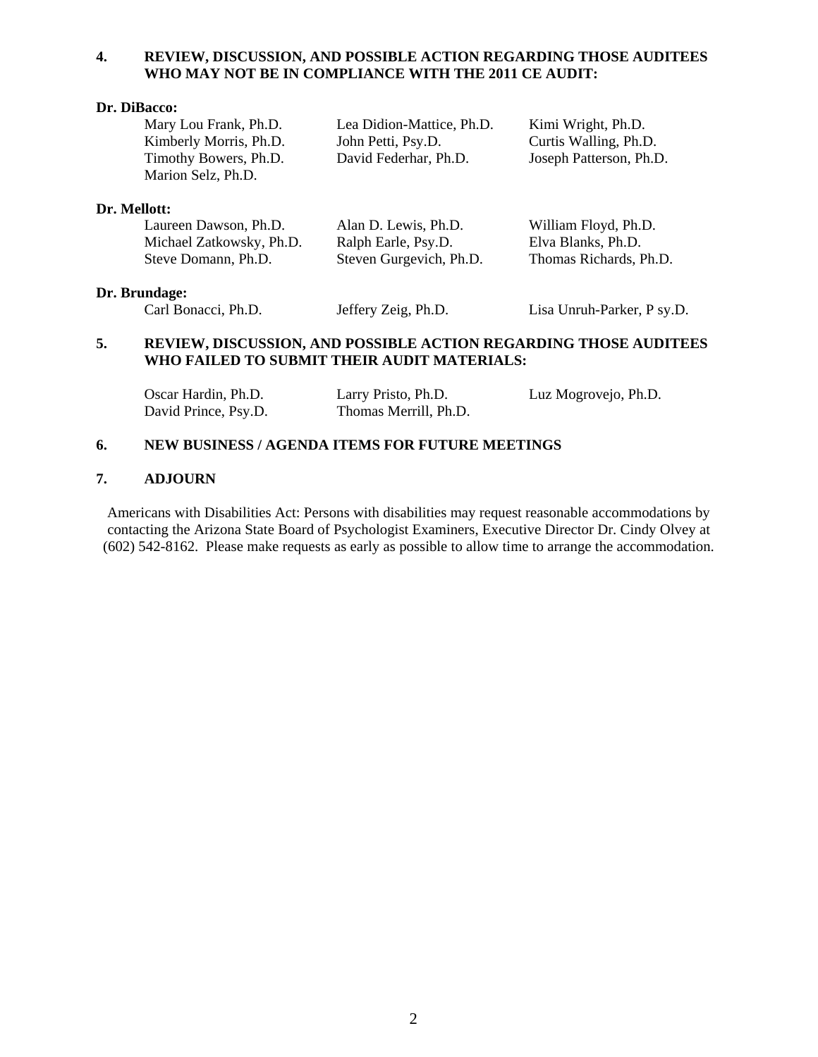**4. REVIEW, DISCUSSION, AND POSSIBLE ACTION REGARDING THOSE AUDITEES WHO MAY NOT BE IN COMPLIANCE WITH THE 2011 CE AUDIT:**

**Dr. DiBacco:**

| | | |
|---|---|---|
| Mary Lou Frank, Ph.D. | Lea Didion-Mattice, Ph.D. | Kimi Wright, Ph.D. |
| Kimberly Morris, Ph.D. | John Petti, Psy.D. | Curtis Walling, Ph.D. |
| Timothy Bowers, Ph.D. | David Federhar, Ph.D. | Joseph Patterson, Ph.D. |
| Marion Selz, Ph.D. | | |

**Dr. Mellott:**

| | | |
|---|---|---|
| Laureen Dawson, Ph.D. | Alan D. Lewis, Ph.D. | William Floyd, Ph.D. |
| Michael Zatkowsky, Ph.D. | Ralph Earle, Psy.D. | Elva Blanks, Ph.D. |
| Steve Domann, Ph.D. | Steven Gurgevich, Ph.D. | Thomas Richards, Ph.D. |

**Dr. Brundage:**

| | | |
|---|---|---|
| Carl Bonacci, Ph.D. | Jeffery Zeig, Ph.D. | Lisa Unruh-Parker, P sy.D. |

**5. REVIEW, DISCUSSION, AND POSSIBLE ACTION REGARDING THOSE AUDITEES WHO FAILED TO SUBMIT THEIR AUDIT MATERIALS:**

| | | |
|---|---|---|
| Oscar Hardin, Ph.D. | Larry Pristo, Ph.D. | Luz Mogrovejo, Ph.D. |
| David Prince, Psy.D. | Thomas Merrill, Ph.D. | |

**6. NEW BUSINESS / AGENDA ITEMS FOR FUTURE MEETINGS**

**7. ADJOURN**

Americans with Disabilities Act: Persons with disabilities may request reasonable accommodations by contacting the Arizona State Board of Psychologist Examiners, Executive Director Dr. Cindy Olvey at (602) 542-8162. Please make requests as early as possible to allow time to arrange the accommodation.